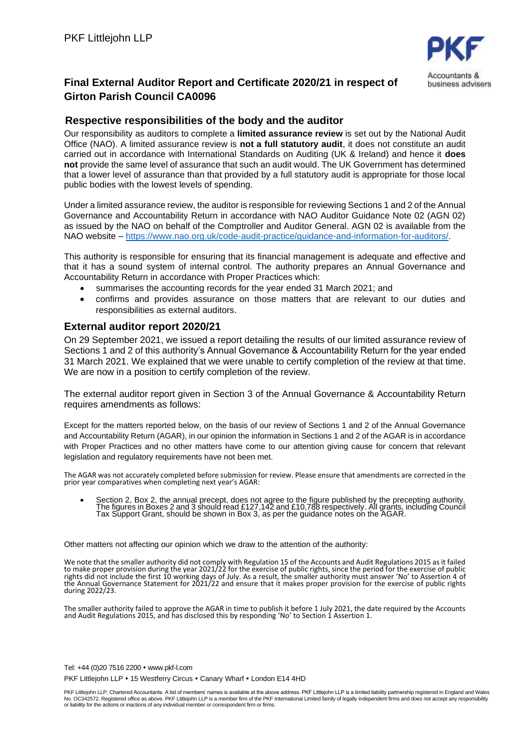PKF Littlejohn LLP

PKF
Accountants & business advisers

## Final External Auditor Report and Certificate 2020/21 in respect of Girton Parish Council CA0096

## Respective responsibilities of the body and the auditor

Our responsibility as auditors to complete a **limited assurance review** is set out by the National Audit Office (NAO). A limited assurance review is **not a full statutory audit**, it does not constitute an audit carried out in accordance with International Standards on Auditing (UK & Ireland) and hence it **does not** provide the same level of assurance that such an audit would. The UK Government has determined that a lower level of assurance than that provided by a full statutory audit is appropriate for those local public bodies with the lowest levels of spending.

Under a limited assurance review, the auditor is responsible for reviewing Sections 1 and 2 of the Annual Governance and Accountability Return in accordance with NAO Auditor Guidance Note 02 (AGN 02) as issued by the NAO on behalf of the Comptroller and Auditor General. AGN 02 is available from the NAO website – https://www.nao.org.uk/code-audit-practice/guidance-and-information-for-auditors/.

This authority is responsible for ensuring that its financial management is adequate and effective and that it has a sound system of internal control. The authority prepares an Annual Governance and Accountability Return in accordance with Proper Practices which:

- summarises the accounting records for the year ended 31 March 2021; and
- confirms and provides assurance on those matters that are relevant to our duties and responsibilities as external auditors.

## External auditor report 2020/21

On 29 September 2021, we issued a report detailing the results of our limited assurance review of Sections 1 and 2 of this authority's Annual Governance & Accountability Return for the year ended 31 March 2021. We explained that we were unable to certify completion of the review at that time. We are now in a position to certify completion of the review.

The external auditor report given in Section 3 of the Annual Governance & Accountability Return requires amendments as follows:

Except for the matters reported below, on the basis of our review of Sections 1 and 2 of the Annual Governance and Accountability Return (AGAR), in our opinion the information in Sections 1 and 2 of the AGAR is in accordance with Proper Practices and no other matters have come to our attention giving cause for concern that relevant legislation and regulatory requirements have not been met.

The AGAR was not accurately completed before submission for review. Please ensure that amendments are corrected in the prior year comparatives when completing next year's AGAR:

- Section 2, Box 2, the annual precept, does not agree to the figure published by the precepting authority. The figures in Boxes 2 and 3 should read £127,142 and £10,788 respectively. All grants, including Council Tax Support Grant, should be shown in Box 3, as per the guidance notes on the AGAR.

Other matters not affecting our opinion which we draw to the attention of the authority:

We note that the smaller authority did not comply with Regulation 15 of the Accounts and Audit Regulations 2015 as it failed to make proper provision during the year 2021/22 for the exercise of public rights, since the period for the exercise of public rights did not include the first 10 working days of July. As a result, the smaller authority must answer 'No' to Assertion 4 of the Annual Governance Statement for 2021/22 and ensure that it makes proper provision for the exercise of public rights during 2022/23.

The smaller authority failed to approve the AGAR in time to publish it before 1 July 2021, the date required by the Accounts and Audit Regulations 2015, and has disclosed this by responding 'No' to Section 1 Assertion 1.

Tel: +44 (0)20 7516 2200 • www.pkf-l.com

PKF Littlejohn LLP • 15 Westferry Circus • Canary Wharf • London E14 4HD

PKF Littlejohn LLP, Chartered Accountants. A list of members' names is available at the above address. PKF Littlejohn LLP is a limited liability partnership registered in England and Wales No. OC342572. Registered office as above. PKF Littlejohn LLP is a member firm of the PKF International Limited family of legally independent firms and does not accept any responsibility or liability for the actions or inactions of any individual member or correspondent firm or firms.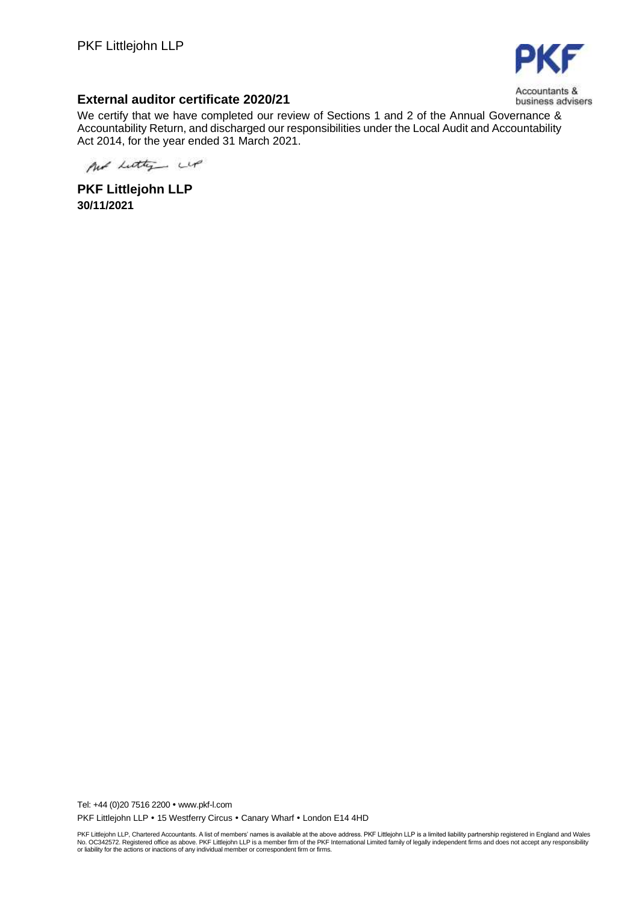PKF Littlejohn LLP

## External auditor certificate 2020/21

We certify that we have completed our review of Sections 1 and 2 of the Annual Governance & Accountability Return, and discharged our responsibilities under the Local Audit and Accountability Act 2014, for the year ended 31 March 2021.

**PKF Littlejohn LLP**
**30/11/2021**

Tel: +44 (0)20 7516 2200 • www.pkf-l.com

PKF Littlejohn LLP • 15 Westferry Circus • Canary Wharf • London E14 4HD

PKF Littlejohn LLP, Chartered Accountants. A list of members' names is available at the above address. PKF Littlejohn LLP is a limited liability partnership registered in England and Wales No. OC342572. Registered office as above. PKF Littlejohn LLP is a member firm of the PKF International Limited family of legally independent firms and does not accept any responsibility or liability for the actions or inactions of any individual member or correspondent firm or firms.